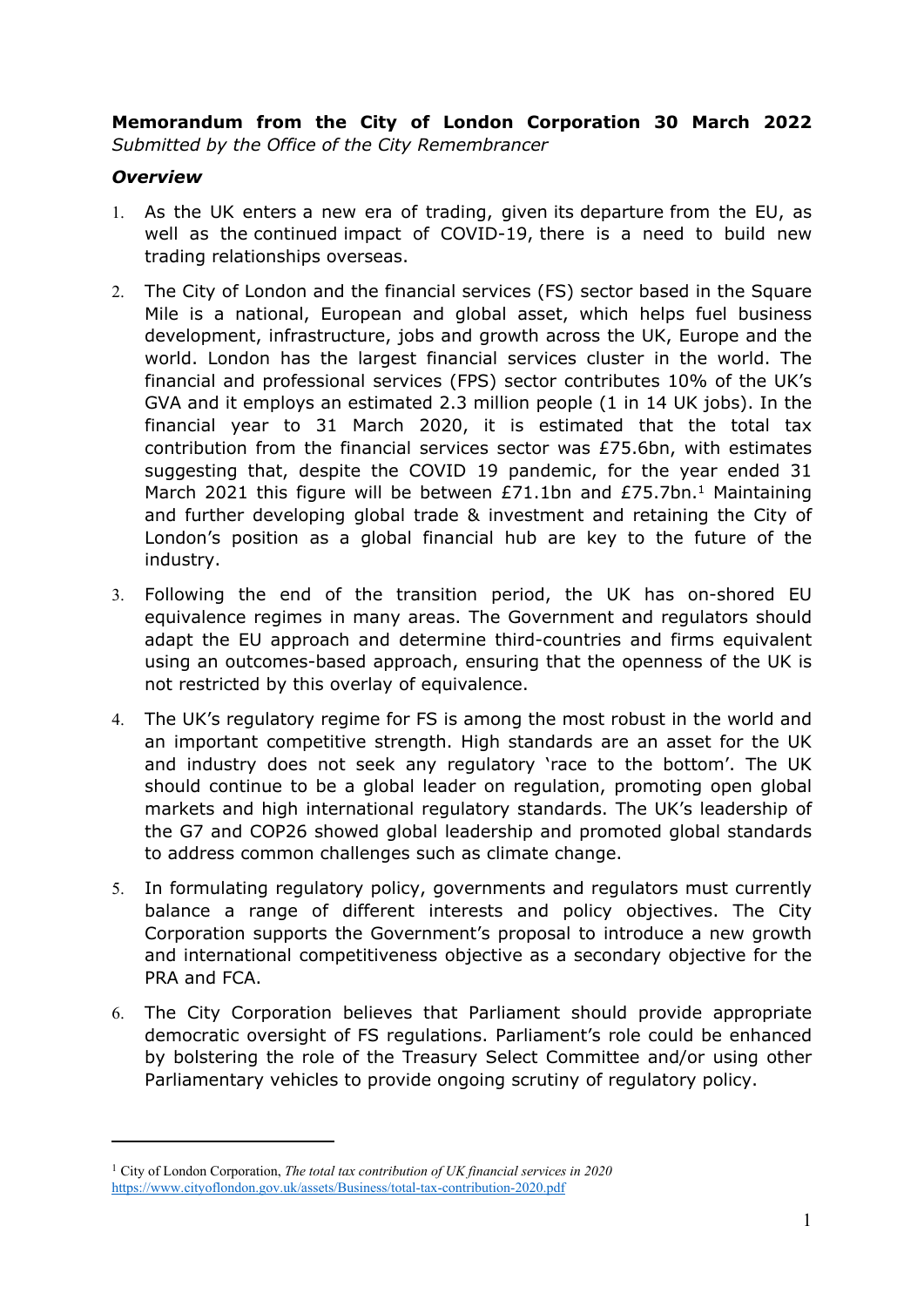**Memorandum from the City of London Corporation 30 March 2022**
*Submitted by the Office of the City Remembrancer*

### *Overview*

1. As the UK enters a new era of trading, given its departure from the EU, as well as the continued impact of COVID-19, there is a need to build new trading relationships overseas.

2. The City of London and the financial services (FS) sector based in the Square Mile is a national, European and global asset, which helps fuel business development, infrastructure, jobs and growth across the UK, Europe and the world. London has the largest financial services cluster in the world. The financial and professional services (FPS) sector contributes 10% of the UK's GVA and it employs an estimated 2.3 million people (1 in 14 UK jobs). In the financial year to 31 March 2020, it is estimated that the total tax contribution from the financial services sector was £75.6bn, with estimates suggesting that, despite the COVID 19 pandemic, for the year ended 31 March 2021 this figure will be between £71.1bn and £75.7bn.[1] Maintaining and further developing global trade & investment and retaining the City of London's position as a global financial hub are key to the future of the industry.

3. Following the end of the transition period, the UK has on-shored EU equivalence regimes in many areas. The Government and regulators should adapt the EU approach and determine third-countries and firms equivalent using an outcomes-based approach, ensuring that the openness of the UK is not restricted by this overlay of equivalence.

4. The UK's regulatory regime for FS is among the most robust in the world and an important competitive strength. High standards are an asset for the UK and industry does not seek any regulatory 'race to the bottom'. The UK should continue to be a global leader on regulation, promoting open global markets and high international regulatory standards. The UK's leadership of the G7 and COP26 showed global leadership and promoted global standards to address common challenges such as climate change.

5. In formulating regulatory policy, governments and regulators must currently balance a range of different interests and policy objectives. The City Corporation supports the Government's proposal to introduce a new growth and international competitiveness objective as a secondary objective for the PRA and FCA.

6. The City Corporation believes that Parliament should provide appropriate democratic oversight of FS regulations. Parliament's role could be enhanced by bolstering the role of the Treasury Select Committee and/or using other Parliamentary vehicles to provide ongoing scrutiny of regulatory policy.

---

[1] City of London Corporation, *The total tax contribution of UK financial services in 2020* https://www.cityoflondon.gov.uk/assets/Business/total-tax-contribution-2020.pdf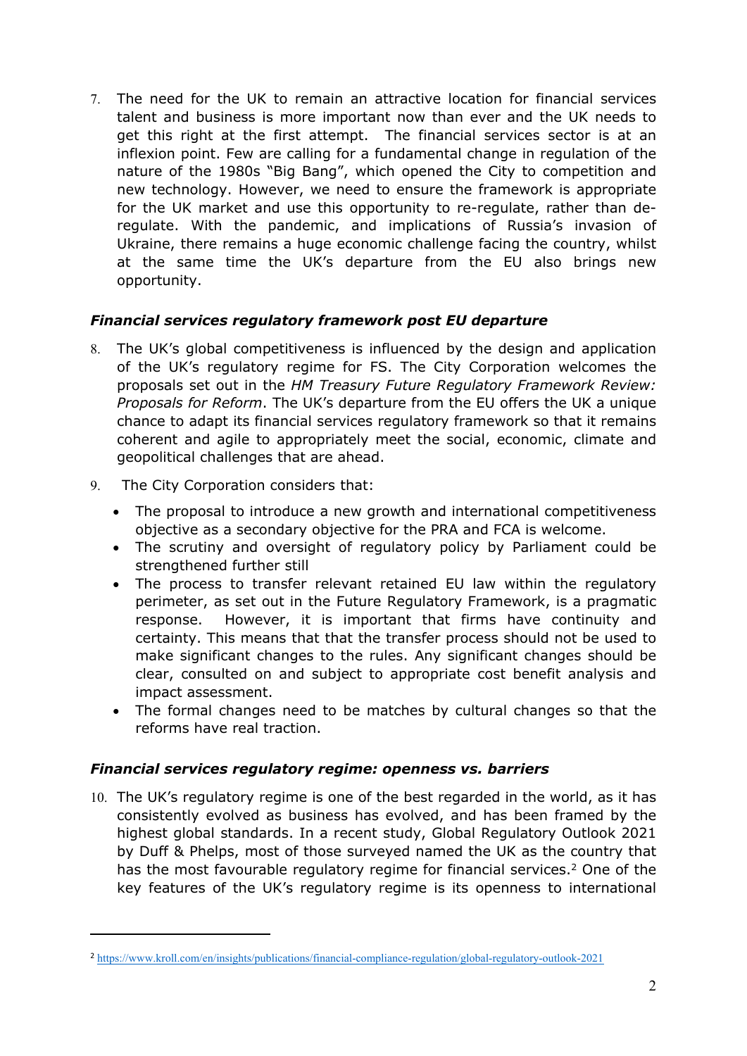7. The need for the UK to remain an attractive location for financial services talent and business is more important now than ever and the UK needs to get this right at the first attempt. The financial services sector is at an inflexion point. Few are calling for a fundamental change in regulation of the nature of the 1980s "Big Bang", which opened the City to competition and new technology. However, we need to ensure the framework is appropriate for the UK market and use this opportunity to re-regulate, rather than de-regulate. With the pandemic, and implications of Russia's invasion of Ukraine, there remains a huge economic challenge facing the country, whilst at the same time the UK's departure from the EU also brings new opportunity.

### *Financial services regulatory framework post EU departure*

8. The UK's global competitiveness is influenced by the design and application of the UK's regulatory regime for FS. The City Corporation welcomes the proposals set out in the *HM Treasury Future Regulatory Framework Review: Proposals for Reform*. The UK's departure from the EU offers the UK a unique chance to adapt its financial services regulatory framework so that it remains coherent and agile to appropriately meet the social, economic, climate and geopolitical challenges that are ahead.

9. The City Corporation considers that:
   - The proposal to introduce a new growth and international competitiveness objective as a secondary objective for the PRA and FCA is welcome.
   - The scrutiny and oversight of regulatory policy by Parliament could be strengthened further still
   - The process to transfer relevant retained EU law within the regulatory perimeter, as set out in the Future Regulatory Framework, is a pragmatic response. However, it is important that firms have continuity and certainty. This means that that the transfer process should not be used to make significant changes to the rules. Any significant changes should be clear, consulted on and subject to appropriate cost benefit analysis and impact assessment.
   - The formal changes need to be matches by cultural changes so that the reforms have real traction.

### *Financial services regulatory regime: openness vs. barriers*

10. The UK's regulatory regime is one of the best regarded in the world, as it has consistently evolved as business has evolved, and has been framed by the highest global standards. In a recent study, Global Regulatory Outlook 2021 by Duff & Phelps, most of those surveyed named the UK as the country that has the most favourable regulatory regime for financial services.[2] One of the key features of the UK's regulatory regime is its openness to international

[2] https://www.kroll.com/en/insights/publications/financial-compliance-regulation/global-regulatory-outlook-2021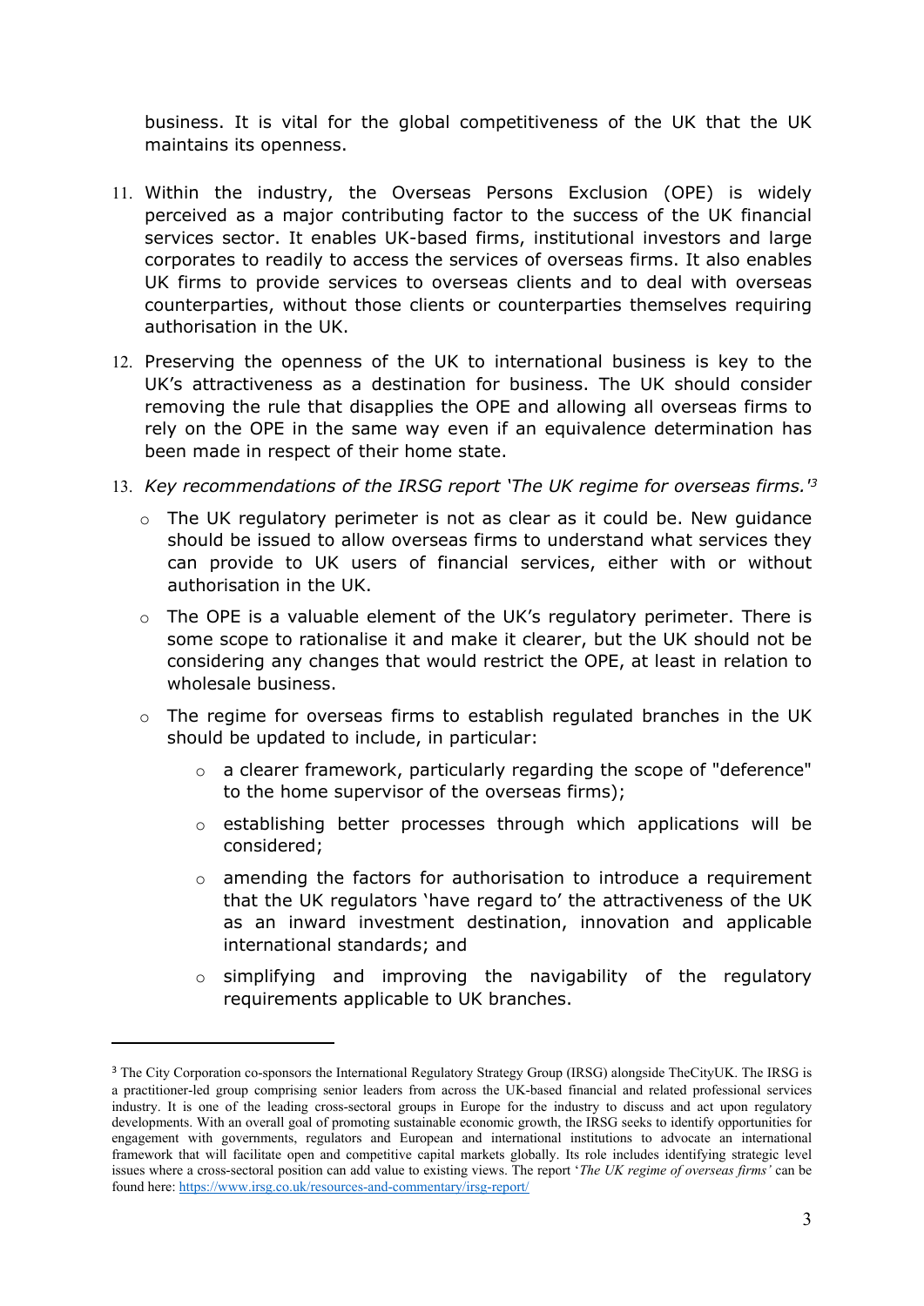business. It is vital for the global competitiveness of the UK that the UK maintains its openness.

11. Within the industry, the Overseas Persons Exclusion (OPE) is widely perceived as a major contributing factor to the success of the UK financial services sector. It enables UK-based firms, institutional investors and large corporates to readily to access the services of overseas firms. It also enables UK firms to provide services to overseas clients and to deal with overseas counterparties, without those clients or counterparties themselves requiring authorisation in the UK.

12. Preserving the openness of the UK to international business is key to the UK's attractiveness as a destination for business. The UK should consider removing the rule that disapplies the OPE and allowing all overseas firms to rely on the OPE in the same way even if an equivalence determination has been made in respect of their home state.

13. *Key recommendations of the IRSG report 'The UK regime for overseas firms.'*[3]

    - The UK regulatory perimeter is not as clear as it could be. New guidance should be issued to allow overseas firms to understand what services they can provide to UK users of financial services, either with or without authorisation in the UK.
    - The OPE is a valuable element of the UK's regulatory perimeter. There is some scope to rationalise it and make it clearer, but the UK should not be considering any changes that would restrict the OPE, at least in relation to wholesale business.
    - The regime for overseas firms to establish regulated branches in the UK should be updated to include, in particular:
        - a clearer framework, particularly regarding the scope of "deference" to the home supervisor of the overseas firms);
        - establishing better processes through which applications will be considered;
        - amending the factors for authorisation to introduce a requirement that the UK regulators 'have regard to' the attractiveness of the UK as an inward investment destination, innovation and applicable international standards; and
        - simplifying and improving the navigability of the regulatory requirements applicable to UK branches.

---

[3] The City Corporation co-sponsors the International Regulatory Strategy Group (IRSG) alongside TheCityUK. The IRSG is a practitioner-led group comprising senior leaders from across the UK-based financial and related professional services industry. It is one of the leading cross-sectoral groups in Europe for the industry to discuss and act upon regulatory developments. With an overall goal of promoting sustainable economic growth, the IRSG seeks to identify opportunities for engagement with governments, regulators and European and international institutions to advocate an international framework that will facilitate open and competitive capital markets globally. Its role includes identifying strategic level issues where a cross-sectoral position can add value to existing views. The report '*The UK regime of overseas firms'* can be found here: [https://www.irsg.co.uk/resources-and-commentary/irsg-report/](https://www.irsg.co.uk/resources-and-commentary/irsg-report/)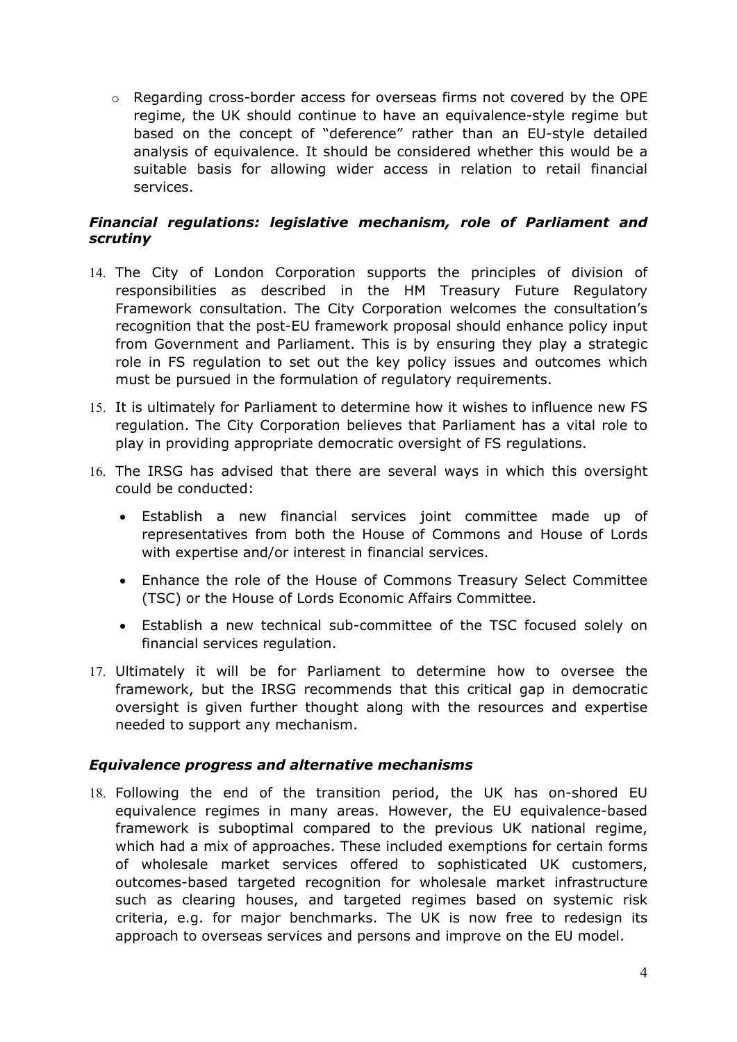- Regarding cross-border access for overseas firms not covered by the OPE regime, the UK should continue to have an equivalence-style regime but based on the concept of "deference" rather than an EU-style detailed analysis of equivalence. It should be considered whether this would be a suitable basis for allowing wider access in relation to retail financial services.

### *Financial regulations: legislative mechanism, role of Parliament and scrutiny*

14. The City of London Corporation supports the principles of division of responsibilities as described in the HM Treasury Future Regulatory Framework consultation. The City Corporation welcomes the consultation's recognition that the post-EU framework proposal should enhance policy input from Government and Parliament. This is by ensuring they play a strategic role in FS regulation to set out the key policy issues and outcomes which must be pursued in the formulation of regulatory requirements.

15. It is ultimately for Parliament to determine how it wishes to influence new FS regulation. The City Corporation believes that Parliament has a vital role to play in providing appropriate democratic oversight of FS regulations.

16. The IRSG has advised that there are several ways in which this oversight could be conducted:
    - Establish a new financial services joint committee made up of representatives from both the House of Commons and House of Lords with expertise and/or interest in financial services.
    - Enhance the role of the House of Commons Treasury Select Committee (TSC) or the House of Lords Economic Affairs Committee.
    - Establish a new technical sub-committee of the TSC focused solely on financial services regulation.

17. Ultimately it will be for Parliament to determine how to oversee the framework, but the IRSG recommends that this critical gap in democratic oversight is given further thought along with the resources and expertise needed to support any mechanism.

### *Equivalence progress and alternative mechanisms*

18. Following the end of the transition period, the UK has on-shored EU equivalence regimes in many areas. However, the EU equivalence-based framework is suboptimal compared to the previous UK national regime, which had a mix of approaches. These included exemptions for certain forms of wholesale market services offered to sophisticated UK customers, outcomes-based targeted recognition for wholesale market infrastructure such as clearing houses, and targeted regimes based on systemic risk criteria, e.g. for major benchmarks. The UK is now free to redesign its approach to overseas services and persons and improve on the EU model.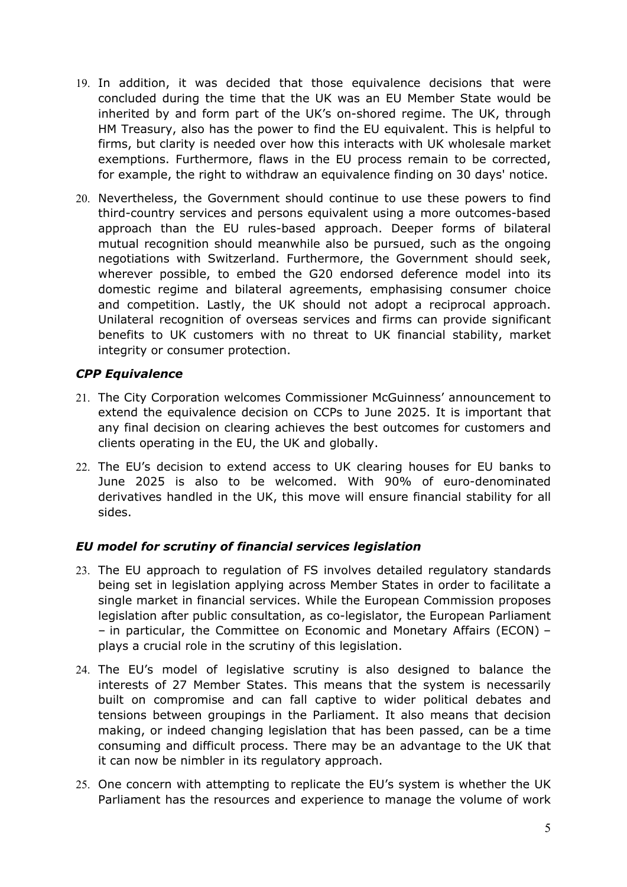19. In addition, it was decided that those equivalence decisions that were concluded during the time that the UK was an EU Member State would be inherited by and form part of the UK's on-shored regime. The UK, through HM Treasury, also has the power to find the EU equivalent. This is helpful to firms, but clarity is needed over how this interacts with UK wholesale market exemptions. Furthermore, flaws in the EU process remain to be corrected, for example, the right to withdraw an equivalence finding on 30 days' notice.

20. Nevertheless, the Government should continue to use these powers to find third-country services and persons equivalent using a more outcomes-based approach than the EU rules-based approach. Deeper forms of bilateral mutual recognition should meanwhile also be pursued, such as the ongoing negotiations with Switzerland. Furthermore, the Government should seek, wherever possible, to embed the G20 endorsed deference model into its domestic regime and bilateral agreements, emphasising consumer choice and competition. Lastly, the UK should not adopt a reciprocal approach. Unilateral recognition of overseas services and firms can provide significant benefits to UK customers with no threat to UK financial stability, market integrity or consumer protection.

### *CPP Equivalence*

21. The City Corporation welcomes Commissioner McGuinness' announcement to extend the equivalence decision on CCPs to June 2025. It is important that any final decision on clearing achieves the best outcomes for customers and clients operating in the EU, the UK and globally.

22. The EU's decision to extend access to UK clearing houses for EU banks to June 2025 is also to be welcomed. With 90% of euro-denominated derivatives handled in the UK, this move will ensure financial stability for all sides.

### *EU model for scrutiny of financial services legislation*

23. The EU approach to regulation of FS involves detailed regulatory standards being set in legislation applying across Member States in order to facilitate a single market in financial services. While the European Commission proposes legislation after public consultation, as co-legislator, the European Parliament – in particular, the Committee on Economic and Monetary Affairs (ECON) – plays a crucial role in the scrutiny of this legislation.

24. The EU's model of legislative scrutiny is also designed to balance the interests of 27 Member States. This means that the system is necessarily built on compromise and can fall captive to wider political debates and tensions between groupings in the Parliament. It also means that decision making, or indeed changing legislation that has been passed, can be a time consuming and difficult process. There may be an advantage to the UK that it can now be nimbler in its regulatory approach.

25. One concern with attempting to replicate the EU's system is whether the UK Parliament has the resources and experience to manage the volume of work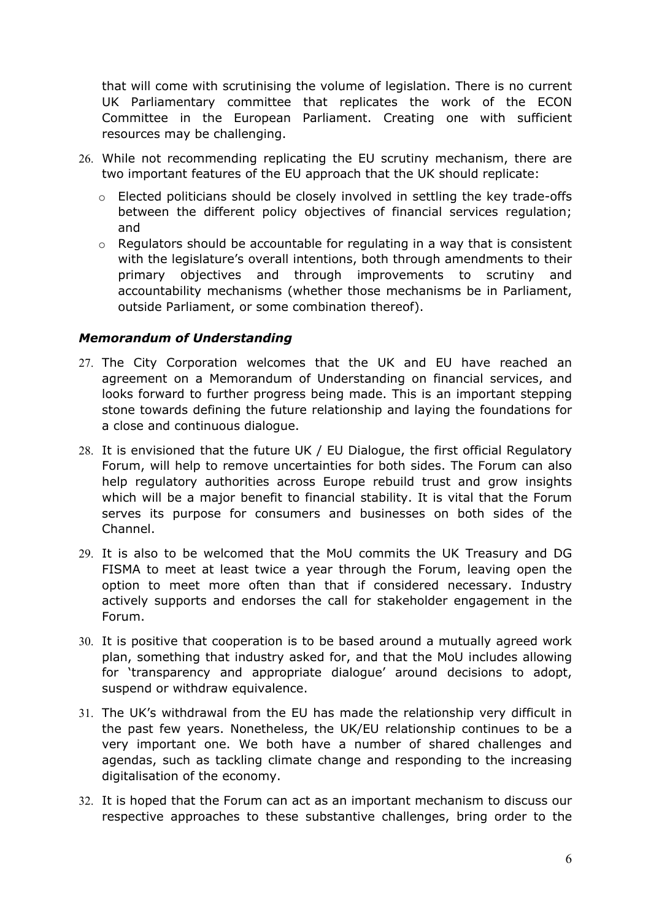that will come with scrutinising the volume of legislation. There is no current UK Parliamentary committee that replicates the work of the ECON Committee in the European Parliament. Creating one with sufficient resources may be challenging.

26. While not recommending replicating the EU scrutiny mechanism, there are two important features of the EU approach that the UK should replicate:
    - Elected politicians should be closely involved in settling the key trade-offs between the different policy objectives of financial services regulation; and
    - Regulators should be accountable for regulating in a way that is consistent with the legislature's overall intentions, both through amendments to their primary objectives and through improvements to scrutiny and accountability mechanisms (whether those mechanisms be in Parliament, outside Parliament, or some combination thereof).

### *Memorandum of Understanding*

27. The City Corporation welcomes that the UK and EU have reached an agreement on a Memorandum of Understanding on financial services, and looks forward to further progress being made. This is an important stepping stone towards defining the future relationship and laying the foundations for a close and continuous dialogue.

28. It is envisioned that the future UK / EU Dialogue, the first official Regulatory Forum, will help to remove uncertainties for both sides. The Forum can also help regulatory authorities across Europe rebuild trust and grow insights which will be a major benefit to financial stability. It is vital that the Forum serves its purpose for consumers and businesses on both sides of the Channel.

29. It is also to be welcomed that the MoU commits the UK Treasury and DG FISMA to meet at least twice a year through the Forum, leaving open the option to meet more often than that if considered necessary. Industry actively supports and endorses the call for stakeholder engagement in the Forum.

30. It is positive that cooperation is to be based around a mutually agreed work plan, something that industry asked for, and that the MoU includes allowing for 'transparency and appropriate dialogue' around decisions to adopt, suspend or withdraw equivalence.

31. The UK's withdrawal from the EU has made the relationship very difficult in the past few years. Nonetheless, the UK/EU relationship continues to be a very important one. We both have a number of shared challenges and agendas, such as tackling climate change and responding to the increasing digitalisation of the economy.

32. It is hoped that the Forum can act as an important mechanism to discuss our respective approaches to these substantive challenges, bring order to the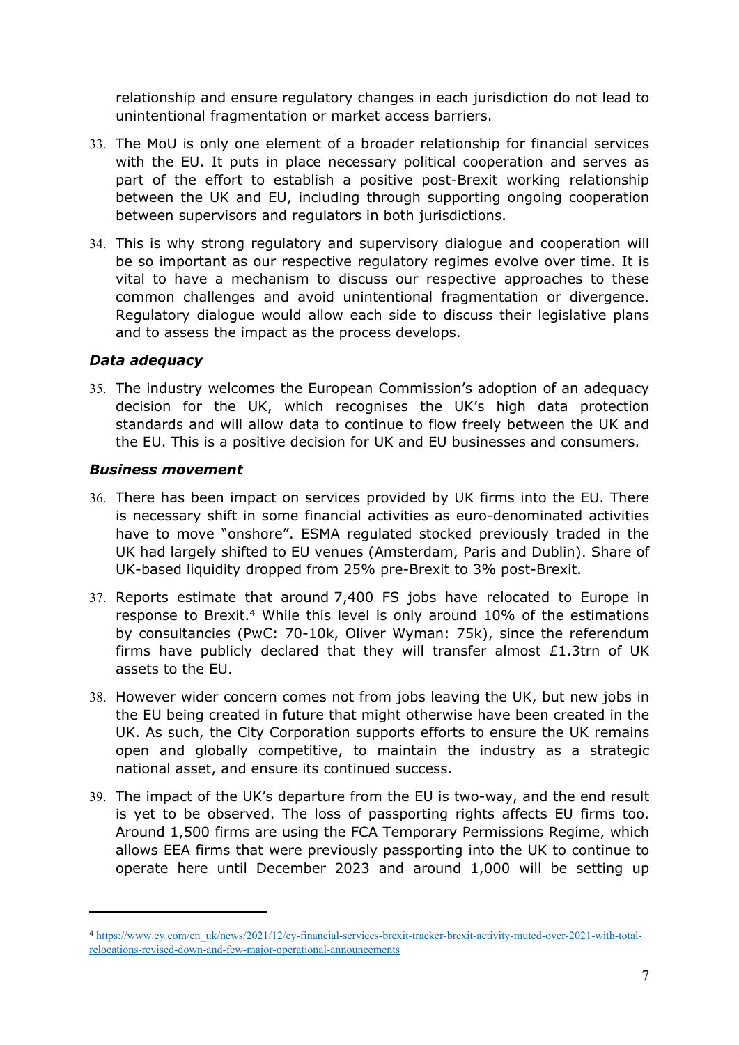relationship and ensure regulatory changes in each jurisdiction do not lead to unintentional fragmentation or market access barriers.

33. The MoU is only one element of a broader relationship for financial services with the EU. It puts in place necessary political cooperation and serves as part of the effort to establish a positive post-Brexit working relationship between the UK and EU, including through supporting ongoing cooperation between supervisors and regulators in both jurisdictions.

34. This is why strong regulatory and supervisory dialogue and cooperation will be so important as our respective regulatory regimes evolve over time. It is vital to have a mechanism to discuss our respective approaches to these common challenges and avoid unintentional fragmentation or divergence. Regulatory dialogue would allow each side to discuss their legislative plans and to assess the impact as the process develops.

### *Data adequacy*

35. The industry welcomes the European Commission's adoption of an adequacy decision for the UK, which recognises the UK's high data protection standards and will allow data to continue to flow freely between the UK and the EU. This is a positive decision for UK and EU businesses and consumers.

### *Business movement*

36. There has been impact on services provided by UK firms into the EU. There is necessary shift in some financial activities as euro-denominated activities have to move "onshore". ESMA regulated stocked previously traded in the UK had largely shifted to EU venues (Amsterdam, Paris and Dublin). Share of UK-based liquidity dropped from 25% pre-Brexit to 3% post-Brexit.

37. Reports estimate that around 7,400 FS jobs have relocated to Europe in response to Brexit.[4] While this level is only around 10% of the estimations by consultancies (PwC: 70-10k, Oliver Wyman: 75k), since the referendum firms have publicly declared that they will transfer almost £1.3trn of UK assets to the EU.

38. However wider concern comes not from jobs leaving the UK, but new jobs in the EU being created in future that might otherwise have been created in the UK. As such, the City Corporation supports efforts to ensure the UK remains open and globally competitive, to maintain the industry as a strategic national asset, and ensure its continued success.

39. The impact of the UK's departure from the EU is two-way, and the end result is yet to be observed. The loss of passporting rights affects EU firms too. Around 1,500 firms are using the FCA Temporary Permissions Regime, which allows EEA firms that were previously passporting into the UK to continue to operate here until December 2023 and around 1,000 will be setting up

---

[4] https://www.ey.com/en_uk/news/2021/12/ey-financial-services-brexit-tracker-brexit-activity-muted-over-2021-with-total-relocations-revised-down-and-few-major-operational-announcements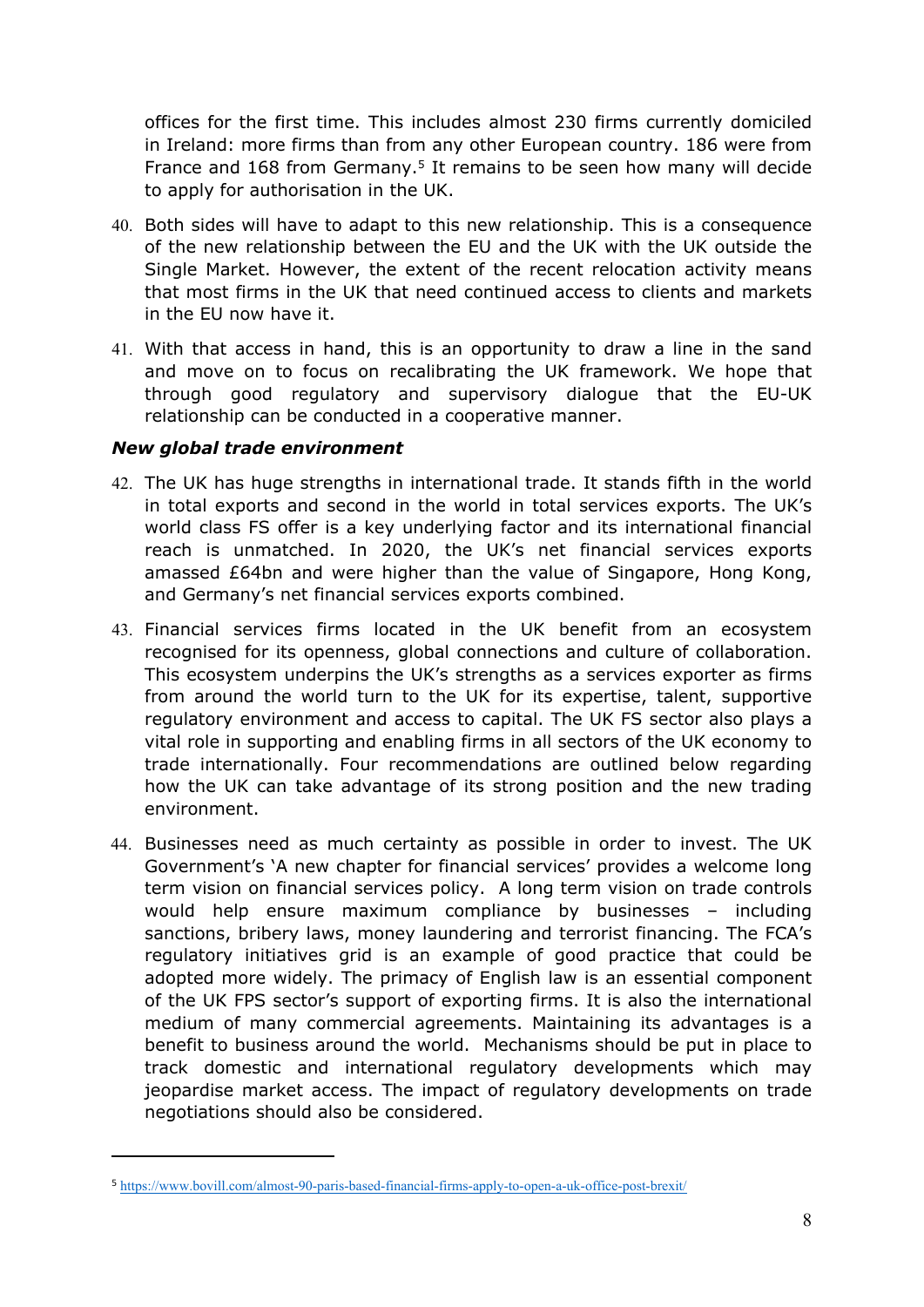offices for the first time. This includes almost 230 firms currently domiciled in Ireland: more firms than from any other European country. 186 were from France and 168 from Germany.[5] It remains to be seen how many will decide to apply for authorisation in the UK.

40. Both sides will have to adapt to this new relationship. This is a consequence of the new relationship between the EU and the UK with the UK outside the Single Market. However, the extent of the recent relocation activity means that most firms in the UK that need continued access to clients and markets in the EU now have it.

41. With that access in hand, this is an opportunity to draw a line in the sand and move on to focus on recalibrating the UK framework. We hope that through good regulatory and supervisory dialogue that the EU-UK relationship can be conducted in a cooperative manner.

***New global trade environment***

42. The UK has huge strengths in international trade. It stands fifth in the world in total exports and second in the world in total services exports. The UK's world class FS offer is a key underlying factor and its international financial reach is unmatched. In 2020, the UK's net financial services exports amassed £64bn and were higher than the value of Singapore, Hong Kong, and Germany's net financial services exports combined.

43. Financial services firms located in the UK benefit from an ecosystem recognised for its openness, global connections and culture of collaboration. This ecosystem underpins the UK's strengths as a services exporter as firms from around the world turn to the UK for its expertise, talent, supportive regulatory environment and access to capital. The UK FS sector also plays a vital role in supporting and enabling firms in all sectors of the UK economy to trade internationally. Four recommendations are outlined below regarding how the UK can take advantage of its strong position and the new trading environment.

44. Businesses need as much certainty as possible in order to invest. The UK Government's 'A new chapter for financial services' provides a welcome long term vision on financial services policy. A long term vision on trade controls would help ensure maximum compliance by businesses – including sanctions, bribery laws, money laundering and terrorist financing. The FCA's regulatory initiatives grid is an example of good practice that could be adopted more widely. The primacy of English law is an essential component of the UK FPS sector's support of exporting firms. It is also the international medium of many commercial agreements. Maintaining its advantages is a benefit to business around the world. Mechanisms should be put in place to track domestic and international regulatory developments which may jeopardise market access. The impact of regulatory developments on trade negotiations should also be considered.

---

[5] https://www.bovill.com/almost-90-paris-based-financial-firms-apply-to-open-a-uk-office-post-brexit/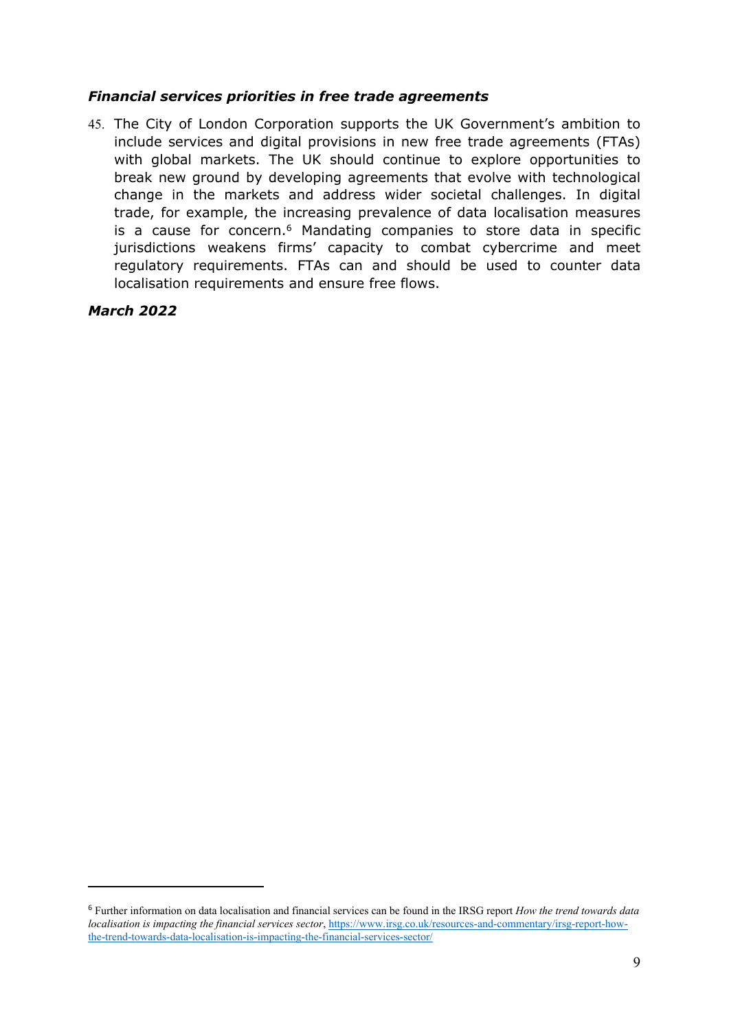### *Financial services priorities in free trade agreements*

45. The City of London Corporation supports the UK Government's ambition to include services and digital provisions in new free trade agreements (FTAs) with global markets. The UK should continue to explore opportunities to break new ground by developing agreements that evolve with technological change in the markets and address wider societal challenges. In digital trade, for example, the increasing prevalence of data localisation measures is a cause for concern.[6] Mandating companies to store data in specific jurisdictions weakens firms' capacity to combat cybercrime and meet regulatory requirements. FTAs can and should be used to counter data localisation requirements and ensure free flows.

***March 2022***

---

[6] Further information on data localisation and financial services can be found in the IRSG report *How the trend towards data localisation is impacting the financial services sector*, https://www.irsg.co.uk/resources-and-commentary/irsg-report-how-the-trend-towards-data-localisation-is-impacting-the-financial-services-sector/